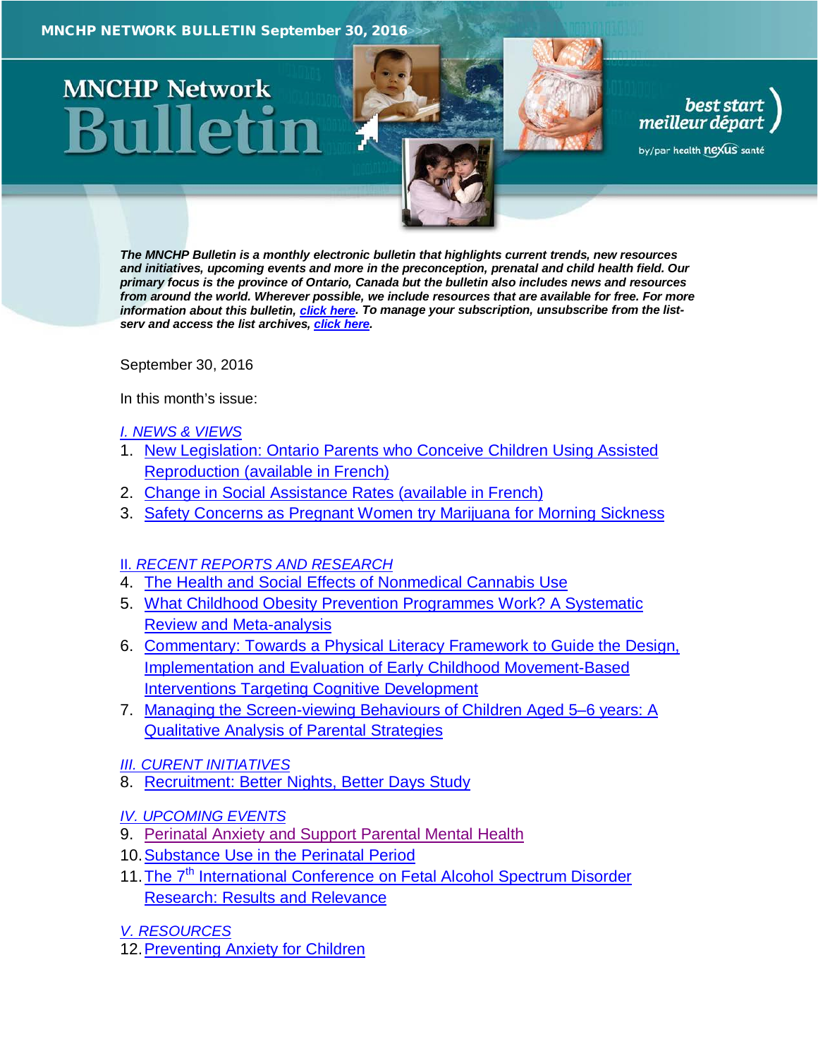MNCHP NETWORK BULLETIN September 30, 2016

# MNCHP Network Bulletin

best start meilleur départ by/par health nexus santé

*The MNCHP Bulletin is a monthly electronic bulletin that highlights current trends, new resources and initiatives, upcoming events and more in the preconception, prenatal and child health field. Our primary focus is the province of Ontario, Canada but the bulletin also includes news and resources from around the world. Wherever possible, we include resources that are available for free. For more information about this bulletin, click here. To manage your subscription, unsubscribe from the list-serv and access the list archives, click here.*

September 30, 2016

In this month's issue:

*I. NEWS & VIEWS*

1. New Legislation: Ontario Parents who Conceive Children Using Assisted Reproduction (available in French)
2. Change in Social Assistance Rates (available in French)
3. Safety Concerns as Pregnant Women try Marijuana for Morning Sickness

*II. RECENT REPORTS AND RESEARCH*

4. The Health and Social Effects of Nonmedical Cannabis Use
5. What Childhood Obesity Prevention Programmes Work? A Systematic Review and Meta-analysis
6. Commentary: Towards a Physical Literacy Framework to Guide the Design, Implementation and Evaluation of Early Childhood Movement-Based Interventions Targeting Cognitive Development
7. Managing the Screen-viewing Behaviours of Children Aged 5–6 years: A Qualitative Analysis of Parental Strategies

*III. CURENT INITIATIVES*

8. Recruitment: Better Nights, Better Days Study

*IV. UPCOMING EVENTS*

9. Perinatal Anxiety and Support Parental Mental Health
10. Substance Use in the Perinatal Period
11. The 7th International Conference on Fetal Alcohol Spectrum Disorder Research: Results and Relevance

*V. RESOURCES*

12. Preventing Anxiety for Children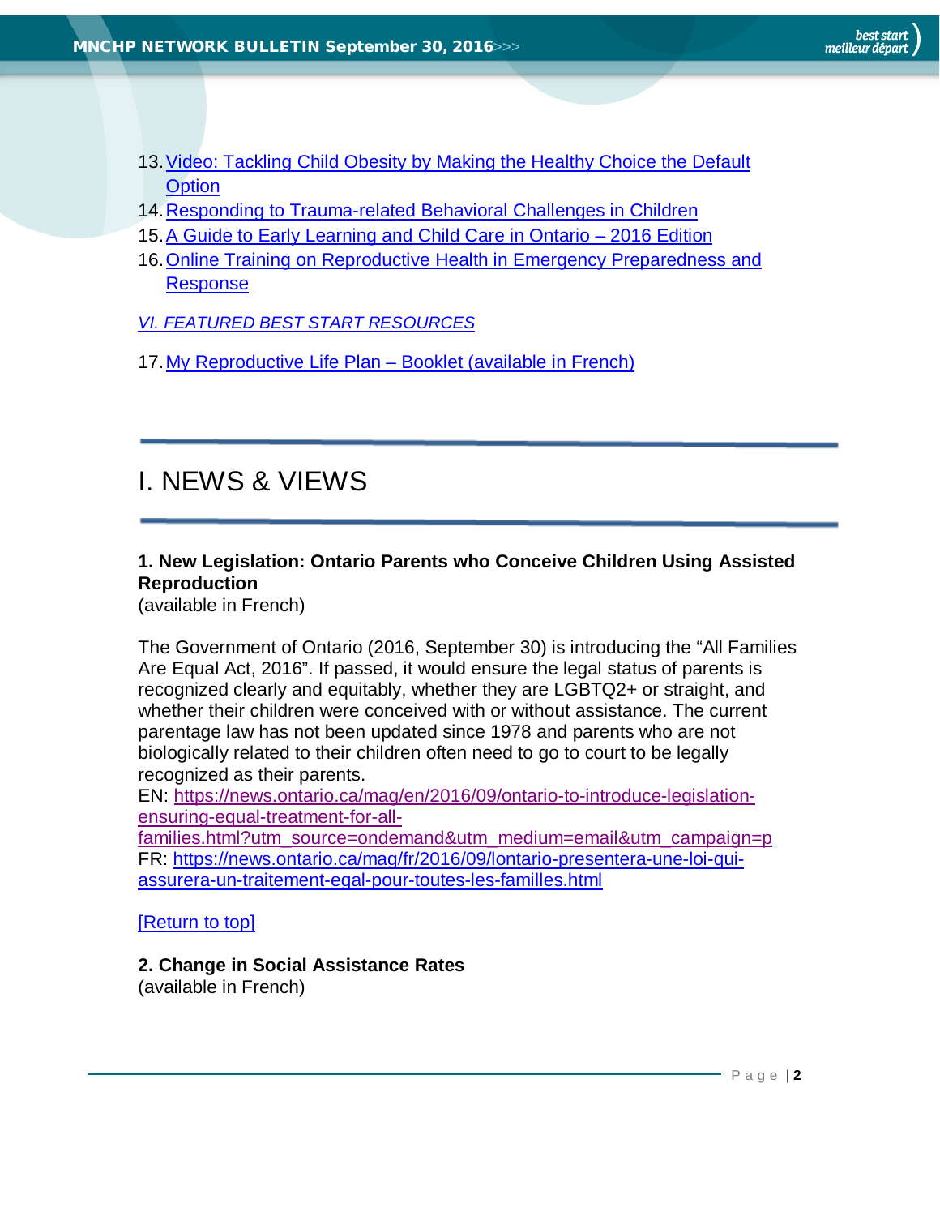13. [Video: Tackling Child Obesity by Making the Healthy Choice the Default Option]
14. [Responding to Trauma-related Behavioral Challenges in Children]
15. [A Guide to Early Learning and Child Care in Ontario – 2016 Edition]
16. [Online Training on Reproductive Health in Emergency Preparedness and Response]

*VI. FEATURED BEST START RESOURCES*

17. [My Reproductive Life Plan – Booklet (available in French)]

---

# I. NEWS & VIEWS

---

**1. New Legislation: Ontario Parents who Conceive Children Using Assisted Reproduction**
(available in French)

The Government of Ontario (2016, September 30) is introducing the "All Families Are Equal Act, 2016". If passed, it would ensure the legal status of parents is recognized clearly and equitably, whether they are LGBTQ2+ or straight, and whether their children were conceived with or without assistance. The current parentage law has not been updated since 1978 and parents who are not biologically related to their children often need to go to court to be legally recognized as their parents.
EN: https://news.ontario.ca/mag/en/2016/09/ontario-to-introduce-legislation-ensuring-equal-treatment-for-all-families.html?utm_source=ondemand&utm_medium=email&utm_campaign=p
FR: https://news.ontario.ca/mag/fr/2016/09/lontario-presentera-une-loi-qui-assurera-un-traitement-egal-pour-toutes-les-familles.html

[Return to top]

**2. Change in Social Assistance Rates**
(available in French)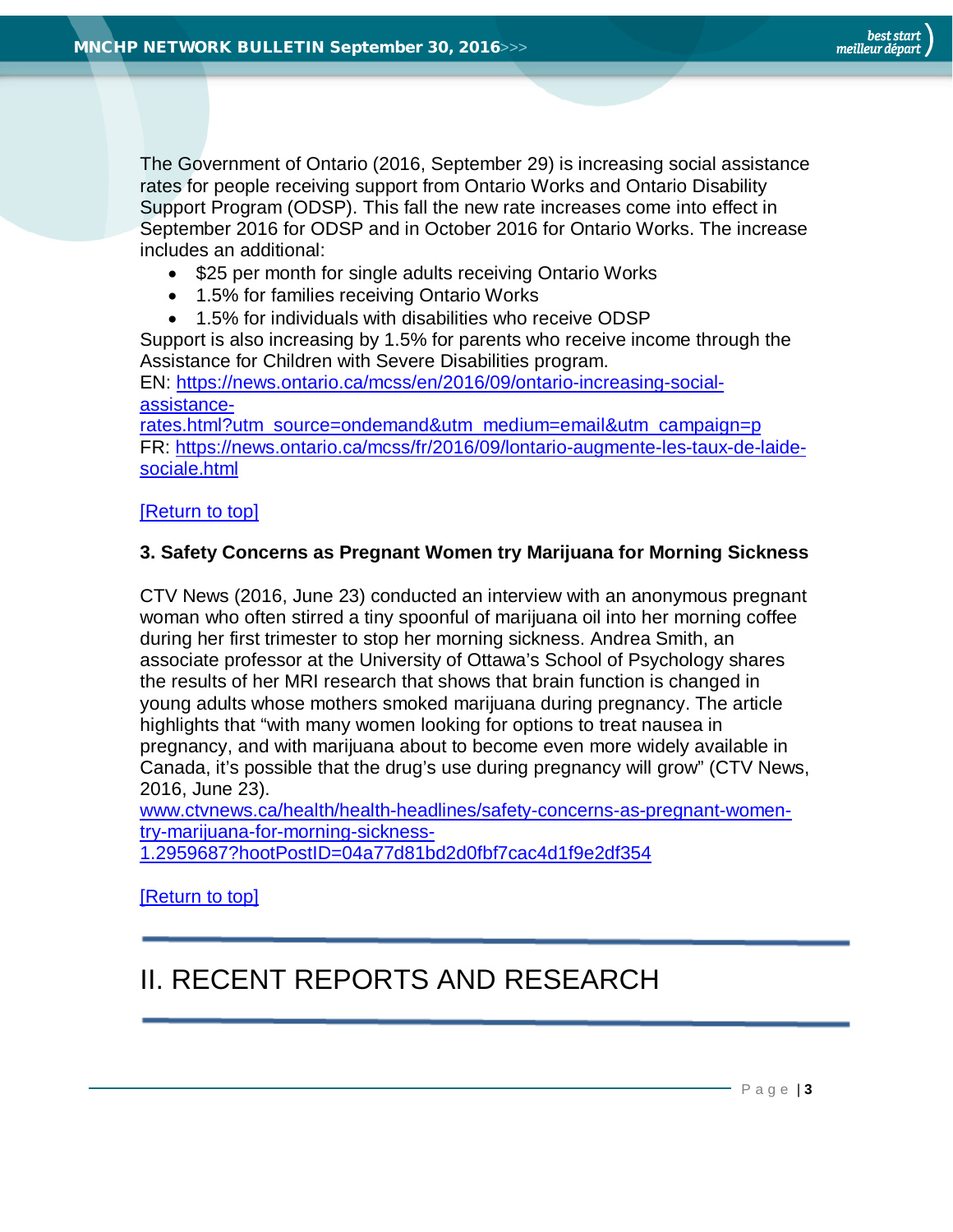The Government of Ontario (2016, September 29) is increasing social assistance rates for people receiving support from Ontario Works and Ontario Disability Support Program (ODSP). This fall the new rate increases come into effect in September 2016 for ODSP and in October 2016 for Ontario Works. The increase includes an additional:

- $25 per month for single adults receiving Ontario Works
- 1.5% for families receiving Ontario Works
- 1.5% for individuals with disabilities who receive ODSP

Support is also increasing by 1.5% for parents who receive income through the Assistance for Children with Severe Disabilities program.
EN: [https://news.ontario.ca/mcss/en/2016/09/ontario-increasing-social-assistance-rates.html?utm_source=ondemand&utm_medium=email&utm_campaign=p](https://news.ontario.ca/mcss/en/2016/09/ontario-increasing-social-assistance-rates.html?utm_source=ondemand&utm_medium=email&utm_campaign=p)
FR: [https://news.ontario.ca/mcss/fr/2016/09/lontario-augmente-les-taux-de-laide-sociale.html](https://news.ontario.ca/mcss/fr/2016/09/lontario-augmente-les-taux-de-laide-sociale.html)

[Return to top]

**3. Safety Concerns as Pregnant Women try Marijuana for Morning Sickness**

CTV News (2016, June 23) conducted an interview with an anonymous pregnant woman who often stirred a tiny spoonful of marijuana oil into her morning coffee during her first trimester to stop her morning sickness. Andrea Smith, an associate professor at the University of Ottawa's School of Psychology shares the results of her MRI research that shows that brain function is changed in young adults whose mothers smoked marijuana during pregnancy. The article highlights that "with many women looking for options to treat nausea in pregnancy, and with marijuana about to become even more widely available in Canada, it's possible that the drug's use during pregnancy will grow" (CTV News, 2016, June 23).
[www.ctvnews.ca/health/health-headlines/safety-concerns-as-pregnant-women-try-marijuana-for-morning-sickness-1.2959687?hootPostID=04a77d81bd2d0fbf7cac4d1f9e2df354](www.ctvnews.ca/health/health-headlines/safety-concerns-as-pregnant-women-try-marijuana-for-morning-sickness-1.2959687?hootPostID=04a77d81bd2d0fbf7cac4d1f9e2df354)

[Return to top]

---

# II. RECENT REPORTS AND RESEARCH

---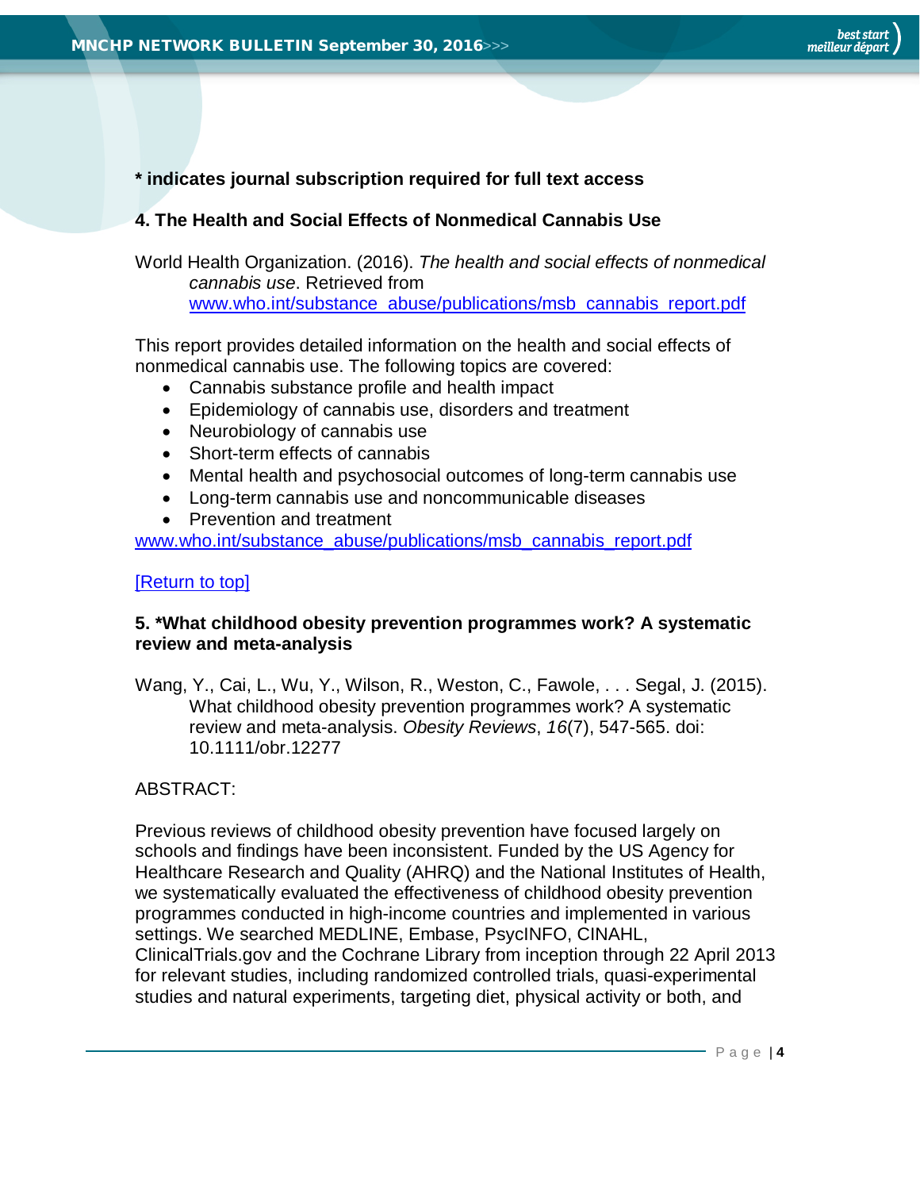**\* indicates journal subscription required for full text access**

### 4. The Health and Social Effects of Nonmedical Cannabis Use

World Health Organization. (2016). *The health and social effects of nonmedical cannabis use*. Retrieved from [www.who.int/substance_abuse/publications/msb_cannabis_report.pdf](http://www.who.int/substance_abuse/publications/msb_cannabis_report.pdf)

This report provides detailed information on the health and social effects of nonmedical cannabis use. The following topics are covered:

- Cannabis substance profile and health impact
- Epidemiology of cannabis use, disorders and treatment
- Neurobiology of cannabis use
- Short-term effects of cannabis
- Mental health and psychosocial outcomes of long-term cannabis use
- Long-term cannabis use and noncommunicable diseases
- Prevention and treatment

[www.who.int/substance_abuse/publications/msb_cannabis_report.pdf](http://www.who.int/substance_abuse/publications/msb_cannabis_report.pdf)

[Return to top]

### 5. *What childhood obesity prevention programmes work? A systematic review and meta-analysis

Wang, Y., Cai, L., Wu, Y., Wilson, R., Weston, C., Fawole, . . . Segal, J. (2015). What childhood obesity prevention programmes work? A systematic review and meta-analysis. *Obesity Reviews*, *16*(7), 547-565. doi: 10.1111/obr.12277

ABSTRACT:

Previous reviews of childhood obesity prevention have focused largely on schools and findings have been inconsistent. Funded by the US Agency for Healthcare Research and Quality (AHRQ) and the National Institutes of Health, we systematically evaluated the effectiveness of childhood obesity prevention programmes conducted in high-income countries and implemented in various settings. We searched MEDLINE, Embase, PsycINFO, CINAHL, ClinicalTrials.gov and the Cochrane Library from inception through 22 April 2013 for relevant studies, including randomized controlled trials, quasi-experimental studies and natural experiments, targeting diet, physical activity or both, and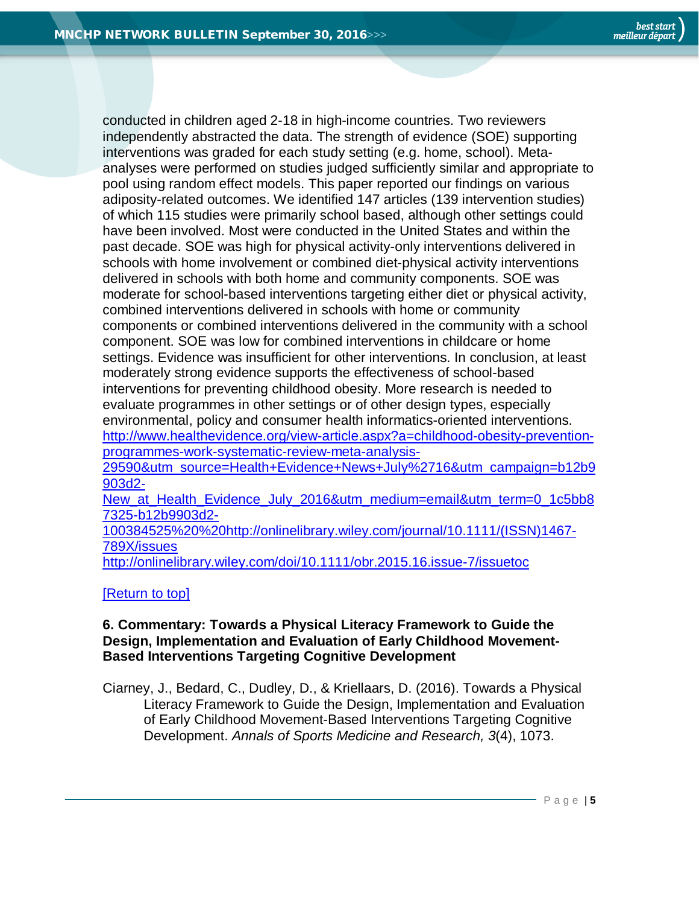conducted in children aged 2-18 in high-income countries. Two reviewers independently abstracted the data. The strength of evidence (SOE) supporting interventions was graded for each study setting (e.g. home, school). Meta-analyses were performed on studies judged sufficiently similar and appropriate to pool using random effect models. This paper reported our findings on various adiposity-related outcomes. We identified 147 articles (139 intervention studies) of which 115 studies were primarily school based, although other settings could have been involved. Most were conducted in the United States and within the past decade. SOE was high for physical activity-only interventions delivered in schools with home involvement or combined diet-physical activity interventions delivered in schools with both home and community components. SOE was moderate for school-based interventions targeting either diet or physical activity, combined interventions delivered in schools with home or community components or combined interventions delivered in the community with a school component. SOE was low for combined interventions in childcare or home settings. Evidence was insufficient for other interventions. In conclusion, at least moderately strong evidence supports the effectiveness of school-based interventions for preventing childhood obesity. More research is needed to evaluate programmes in other settings or of other design types, especially environmental, policy and consumer health informatics-oriented interventions.
http://www.healthevidence.org/view-article.aspx?a=childhood-obesity-prevention-programmes-work-systematic-review-meta-analysis-29590&utm_source=Health+Evidence+News+July%2716&utm_campaign=b12b9903d2-New_at_Health_Evidence_July_2016&utm_medium=email&utm_term=0_1c5bb87325-b12b9903d2-100384525%20%20http://onlinelibrary.wiley.com/journal/10.1111/(ISSN)1467-789X/issues
http://onlinelibrary.wiley.com/doi/10.1111/obr.2015.16.issue-7/issuetoc

[Return to top]

**6. Commentary: Towards a Physical Literacy Framework to Guide the Design, Implementation and Evaluation of Early Childhood Movement-Based Interventions Targeting Cognitive Development**

Ciarney, J., Bedard, C., Dudley, D., & Kriellaars, D. (2016). Towards a Physical Literacy Framework to Guide the Design, Implementation and Evaluation of Early Childhood Movement-Based Interventions Targeting Cognitive Development. *Annals of Sports Medicine and Research, 3*(4), 1073.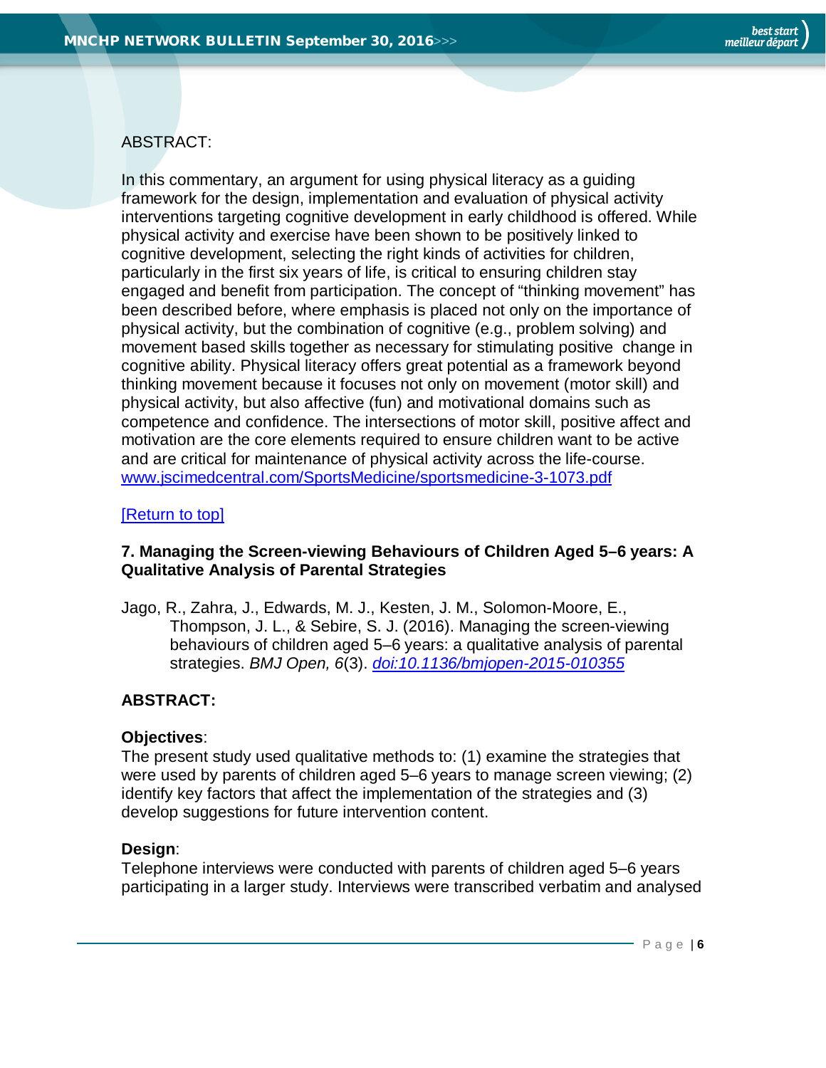ABSTRACT:

In this commentary, an argument for using physical literacy as a guiding framework for the design, implementation and evaluation of physical activity interventions targeting cognitive development in early childhood is offered. While physical activity and exercise have been shown to be positively linked to cognitive development, selecting the right kinds of activities for children, particularly in the first six years of life, is critical to ensuring children stay engaged and benefit from participation. The concept of "thinking movement" has been described before, where emphasis is placed not only on the importance of physical activity, but the combination of cognitive (e.g., problem solving) and movement based skills together as necessary for stimulating positive change in cognitive ability. Physical literacy offers great potential as a framework beyond thinking movement because it focuses not only on movement (motor skill) and physical activity, but also affective (fun) and motivational domains such as competence and confidence. The intersections of motor skill, positive affect and motivation are the core elements required to ensure children want to be active and are critical for maintenance of physical activity across the life-course.
[www.jscimedcentral.com/SportsMedicine/sportsmedicine-3-1073.pdf](www.jscimedcentral.com/SportsMedicine/sportsmedicine-3-1073.pdf)

[Return to top]

### 7. Managing the Screen-viewing Behaviours of Children Aged 5–6 years: A Qualitative Analysis of Parental Strategies

Jago, R., Zahra, J., Edwards, M. J., Kesten, J. M., Solomon-Moore, E., Thompson, J. L., & Sebire, S. J. (2016). Managing the screen-viewing behaviours of children aged 5–6 years: a qualitative analysis of parental strategies. *BMJ Open, 6*(3). *doi:10.1136/bmjopen-2015-010355*

**ABSTRACT:**

**Objectives**:
The present study used qualitative methods to: (1) examine the strategies that were used by parents of children aged 5–6 years to manage screen viewing; (2) identify key factors that affect the implementation of the strategies and (3) develop suggestions for future intervention content.

**Design**:
Telephone interviews were conducted with parents of children aged 5–6 years participating in a larger study. Interviews were transcribed verbatim and analysed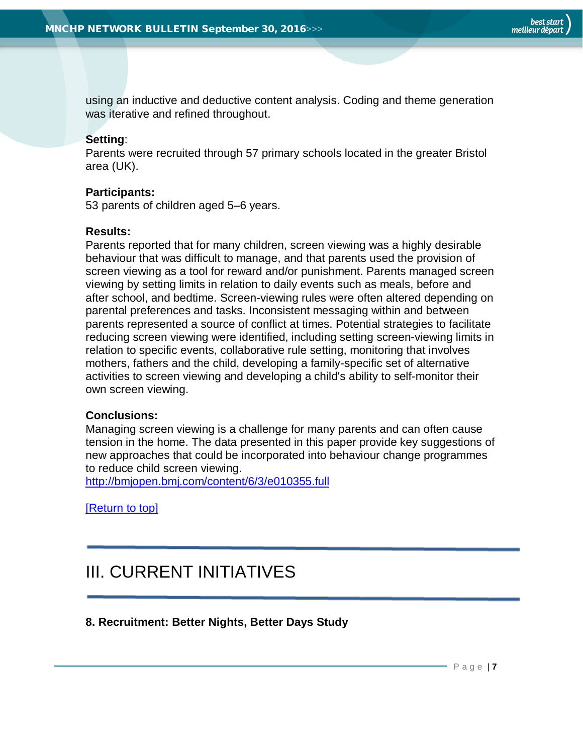using an inductive and deductive content analysis. Coding and theme generation was iterative and refined throughout.

**Setting**:
Parents were recruited through 57 primary schools located in the greater Bristol area (UK).

**Participants:**
53 parents of children aged 5–6 years.

**Results:**
Parents reported that for many children, screen viewing was a highly desirable behaviour that was difficult to manage, and that parents used the provision of screen viewing as a tool for reward and/or punishment. Parents managed screen viewing by setting limits in relation to daily events such as meals, before and after school, and bedtime. Screen-viewing rules were often altered depending on parental preferences and tasks. Inconsistent messaging within and between parents represented a source of conflict at times. Potential strategies to facilitate reducing screen viewing were identified, including setting screen-viewing limits in relation to specific events, collaborative rule setting, monitoring that involves mothers, fathers and the child, developing a family-specific set of alternative activities to screen viewing and developing a child's ability to self-monitor their own screen viewing.

**Conclusions:**
Managing screen viewing is a challenge for many parents and can often cause tension in the home. The data presented in this paper provide key suggestions of new approaches that could be incorporated into behaviour change programmes to reduce child screen viewing.
http://bmjopen.bmj.com/content/6/3/e010355.full

[Return to top]

---

# III. CURRENT INITIATIVES

---

**8. Recruitment: Better Nights, Better Days Study**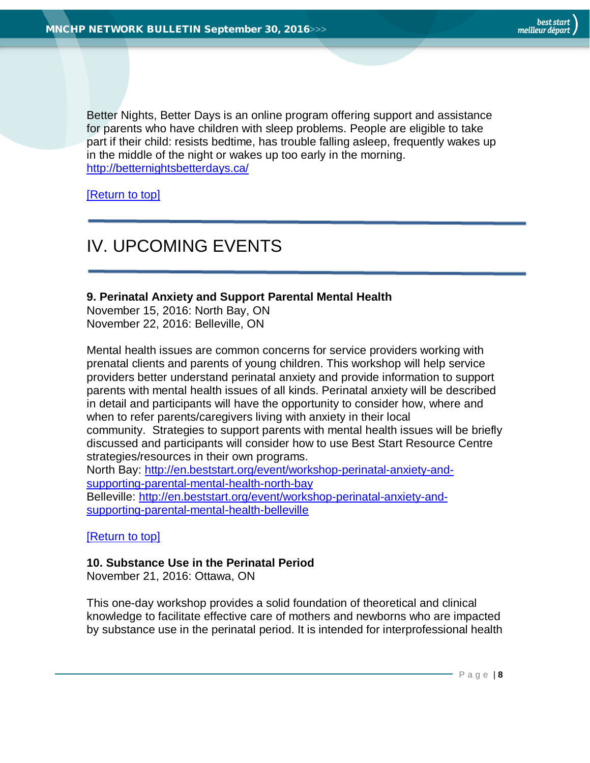Better Nights, Better Days is an online program offering support and assistance for parents who have children with sleep problems. People are eligible to take part if their child: resists bedtime, has trouble falling asleep, frequently wakes up in the middle of the night or wakes up too early in the morning.
http://betternightsbetterdays.ca/

[Return to top]

# IV. UPCOMING EVENTS

**9. Perinatal Anxiety and Support Parental Mental Health**
November 15, 2016: North Bay, ON
November 22, 2016: Belleville, ON

Mental health issues are common concerns for service providers working with prenatal clients and parents of young children. This workshop will help service providers better understand perinatal anxiety and provide information to support parents with mental health issues of all kinds. Perinatal anxiety will be described in detail and participants will have the opportunity to consider how, where and when to refer parents/caregivers living with anxiety in their local community. Strategies to support parents with mental health issues will be briefly discussed and participants will consider how to use Best Start Resource Centre strategies/resources in their own programs.
North Bay: http://en.beststart.org/event/workshop-perinatal-anxiety-and-supporting-parental-mental-health-north-bay
Belleville: http://en.beststart.org/event/workshop-perinatal-anxiety-and-supporting-parental-mental-health-belleville

[Return to top]

**10. Substance Use in the Perinatal Period**
November 21, 2016: Ottawa, ON

This one-day workshop provides a solid foundation of theoretical and clinical knowledge to facilitate effective care of mothers and newborns who are impacted by substance use in the perinatal period. It is intended for interprofessional health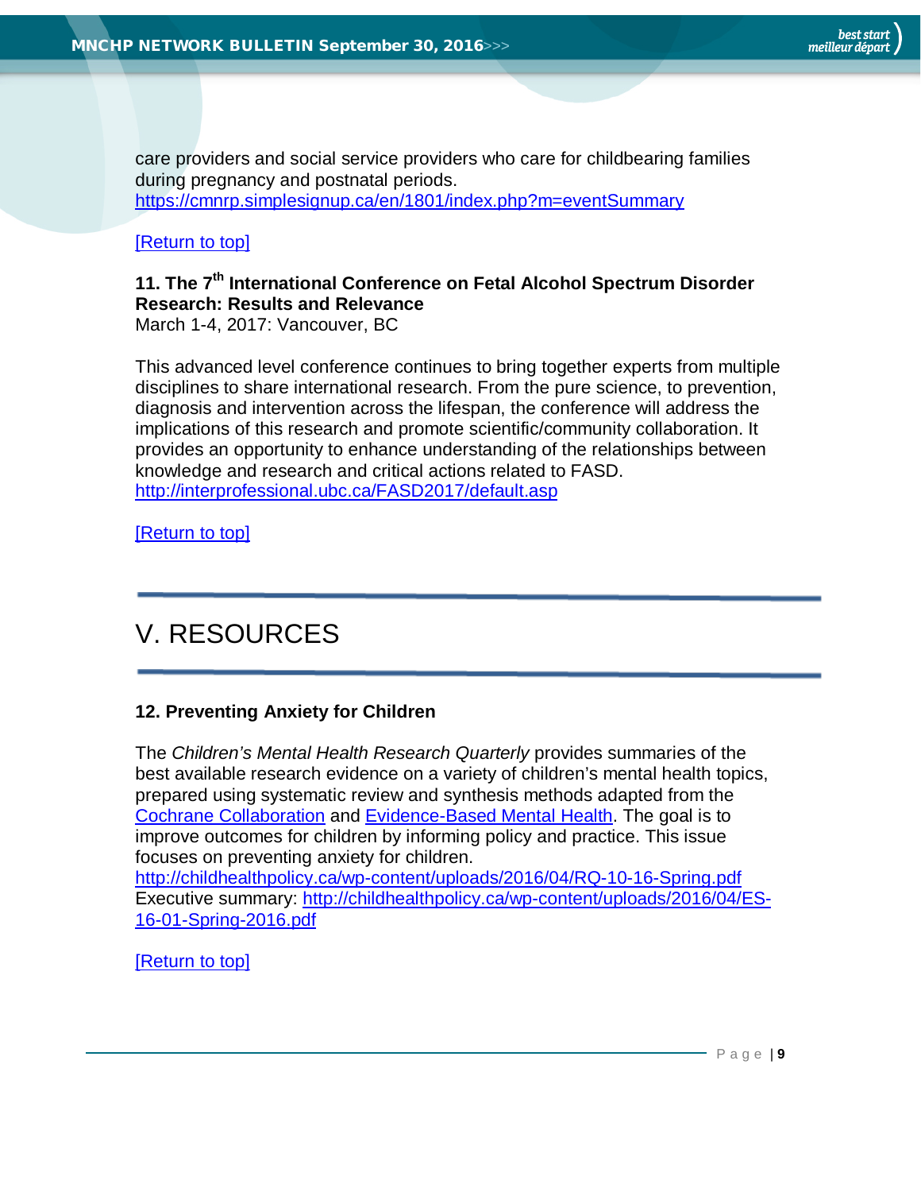care providers and social service providers who care for childbearing families during pregnancy and postnatal periods.
https://cmnrp.simplesignup.ca/en/1801/index.php?m=eventSummary

[Return to top]

**11. The 7th International Conference on Fetal Alcohol Spectrum Disorder Research: Results and Relevance**
March 1-4, 2017: Vancouver, BC

This advanced level conference continues to bring together experts from multiple disciplines to share international research. From the pure science, to prevention, diagnosis and intervention across the lifespan, the conference will address the implications of this research and promote scientific/community collaboration. It provides an opportunity to enhance understanding of the relationships between knowledge and research and critical actions related to FASD.
http://interprofessional.ubc.ca/FASD2017/default.asp

[Return to top]

---

# V. RESOURCES

---

**12. Preventing Anxiety for Children**

The *Children's Mental Health Research Quarterly* provides summaries of the best available research evidence on a variety of children's mental health topics, prepared using systematic review and synthesis methods adapted from the Cochrane Collaboration and Evidence-Based Mental Health. The goal is to improve outcomes for children by informing policy and practice. This issue focuses on preventing anxiety for children.
http://childhealthpolicy.ca/wp-content/uploads/2016/04/RQ-10-16-Spring.pdf
Executive summary: http://childhealthpolicy.ca/wp-content/uploads/2016/04/ES-16-01-Spring-2016.pdf

[Return to top]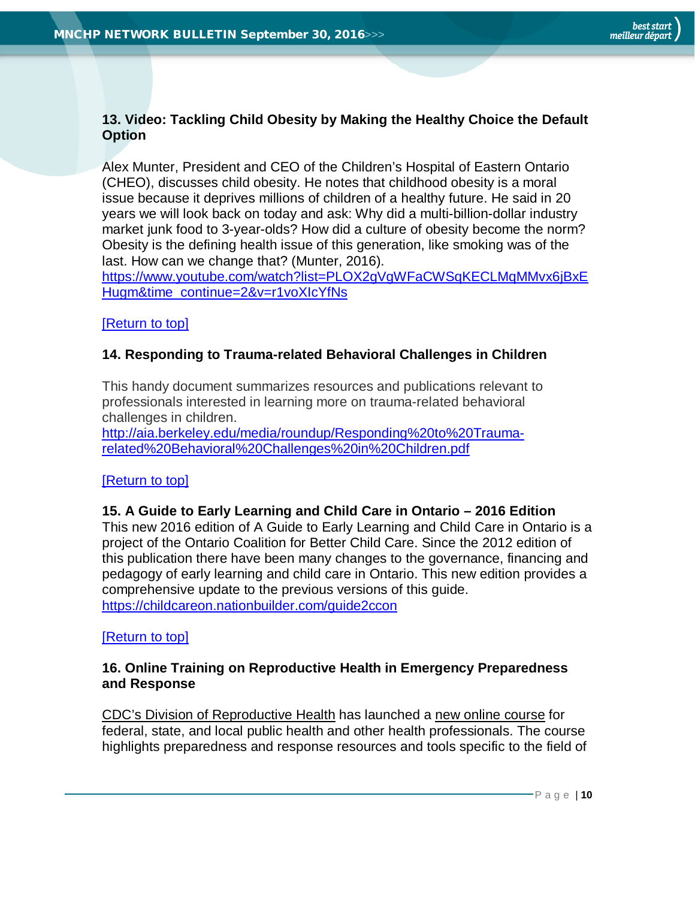### 13. Video: Tackling Child Obesity by Making the Healthy Choice the Default Option

Alex Munter, President and CEO of the Children's Hospital of Eastern Ontario (CHEO), discusses child obesity. He notes that childhood obesity is a moral issue because it deprives millions of children of a healthy future. He said in 20 years we will look back on today and ask: Why did a multi-billion-dollar industry market junk food to 3-year-olds? How did a culture of obesity become the norm? Obesity is the defining health issue of this generation, like smoking was of the last. How can we change that? (Munter, 2016).
https://www.youtube.com/watch?list=PLOX2gVgWFaCWSqKECLMqMMvx6jBxEHugm&time_continue=2&v=r1voXIcYfNs

[Return to top]

### 14. Responding to Trauma-related Behavioral Challenges in Children

This handy document summarizes resources and publications relevant to professionals interested in learning more on trauma-related behavioral challenges in children.
http://aia.berkeley.edu/media/roundup/Responding%20to%20Trauma-related%20Behavioral%20Challenges%20in%20Children.pdf

[Return to top]

### 15. A Guide to Early Learning and Child Care in Ontario – 2016 Edition

This new 2016 edition of A Guide to Early Learning and Child Care in Ontario is a project of the Ontario Coalition for Better Child Care. Since the 2012 edition of this publication there have been many changes to the governance, financing and pedagogy of early learning and child care in Ontario. This new edition provides a comprehensive update to the previous versions of this guide.
https://childcareon.nationbuilder.com/guide2ccon

[Return to top]

### 16. Online Training on Reproductive Health in Emergency Preparedness and Response

CDC's Division of Reproductive Health has launched a new online course for federal, state, and local public health and other health professionals. The course highlights preparedness and response resources and tools specific to the field of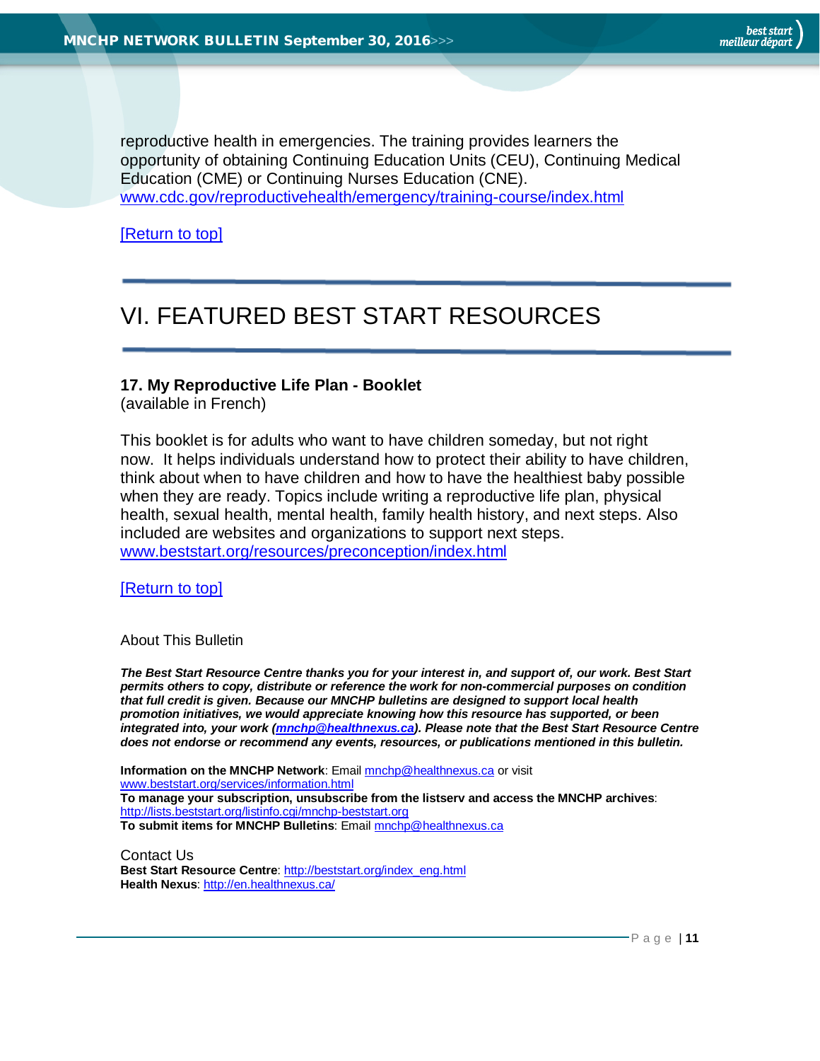reproductive health in emergencies. The training provides learners the opportunity of obtaining Continuing Education Units (CEU), Continuing Medical Education (CME) or Continuing Nurses Education (CNE). www.cdc.gov/reproductivehealth/emergency/training-course/index.html

[Return to top]

# VI. FEATURED BEST START RESOURCES

### 17. My Reproductive Life Plan - Booklet

(available in French)

This booklet is for adults who want to have children someday, but not right now. It helps individuals understand how to protect their ability to have children, think about when to have children and how to have the healthiest baby possible when they are ready. Topics include writing a reproductive life plan, physical health, sexual health, mental health, family health history, and next steps. Also included are websites and organizations to support next steps. www.beststart.org/resources/preconception/index.html

[Return to top]

About This Bulletin

***The Best Start Resource Centre thanks you for your interest in, and support of, our work. Best Start permits others to copy, distribute or reference the work for non-commercial purposes on condition that full credit is given. Because our MNCHP bulletins are designed to support local health promotion initiatives, we would appreciate knowing how this resource has supported, or been integrated into, your work (mnchp@healthnexus.ca). Please note that the Best Start Resource Centre does not endorse or recommend any events, resources, or publications mentioned in this bulletin.***

**Information on the MNCHP Network**: Email mnchp@healthnexus.ca or visit www.beststart.org/services/information.html
**To manage your subscription, unsubscribe from the listserv and access the MNCHP archives**: http://lists.beststart.org/listinfo.cgi/mnchp-beststart.org
**To submit items for MNCHP Bulletins**: Email mnchp@healthnexus.ca

Contact Us
**Best Start Resource Centre**: http://beststart.org/index_eng.html
**Health Nexus**: http://en.healthnexus.ca/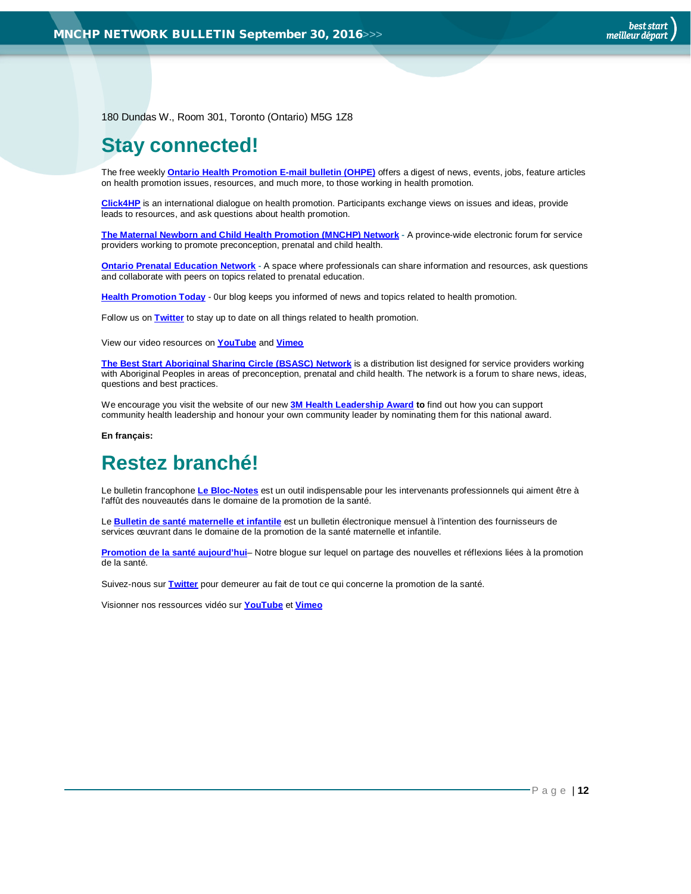180 Dundas W., Room 301, Toronto (Ontario) M5G 1Z8

# Stay connected!

The free weekly **Ontario Health Promotion E-mail bulletin (OHPE)** offers a digest of news, events, jobs, feature articles on health promotion issues, resources, and much more, to those working in health promotion.

**Click4HP** is an international dialogue on health promotion. Participants exchange views on issues and ideas, provide leads to resources, and ask questions about health promotion.

**The Maternal Newborn and Child Health Promotion (MNCHP) Network** - A province-wide electronic forum for service providers working to promote preconception, prenatal and child health.

**Ontario Prenatal Education Network** - A space where professionals can share information and resources, ask questions and collaborate with peers on topics related to prenatal education.

**Health Promotion Today** - 0ur blog keeps you informed of news and topics related to health promotion.

Follow us on **Twitter** to stay up to date on all things related to health promotion.

View our video resources on **YouTube** and **Vimeo**

**The Best Start Aboriginal Sharing Circle (BSASC) Network** is a distribution list designed for service providers working with Aboriginal Peoples in areas of preconception, prenatal and child health. The network is a forum to share news, ideas, questions and best practices.

We encourage you visit the website of our new **3M Health Leadership Award** **to** find out how you can support community health leadership and honour your own community leader by nominating them for this national award.

**En français:**

# Restez branché!

Le bulletin francophone **Le Bloc-Notes** est un outil indispensable pour les intervenants professionnels qui aiment être à l'affût des nouveautés dans le domaine de la promotion de la santé.

Le **Bulletin de santé maternelle et infantile** est un bulletin électronique mensuel à l'intention des fournisseurs de services œuvrant dans le domaine de la promotion de la santé maternelle et infantile.

**Promotion de la santé aujourd'hui**– Notre blogue sur lequel on partage des nouvelles et réflexions liées à la promotion de la santé.

Suivez-nous sur **Twitter** pour demeurer au fait de tout ce qui concerne la promotion de la santé.

Visionner nos ressources vidéo sur **YouTube** et **Vimeo**